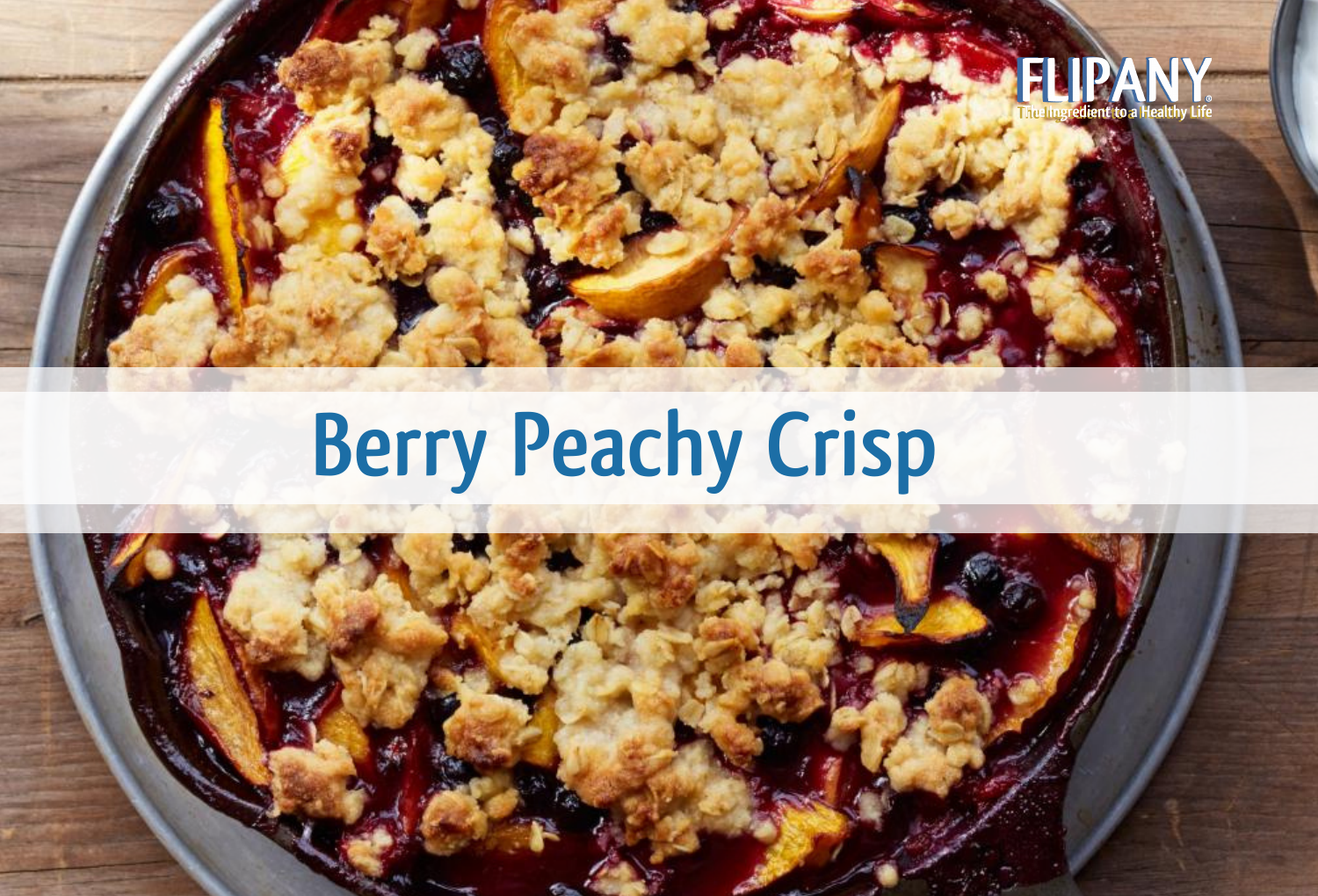FLIPANY

The Ingredient to a Healthy Life

# Berry Peachy Crisp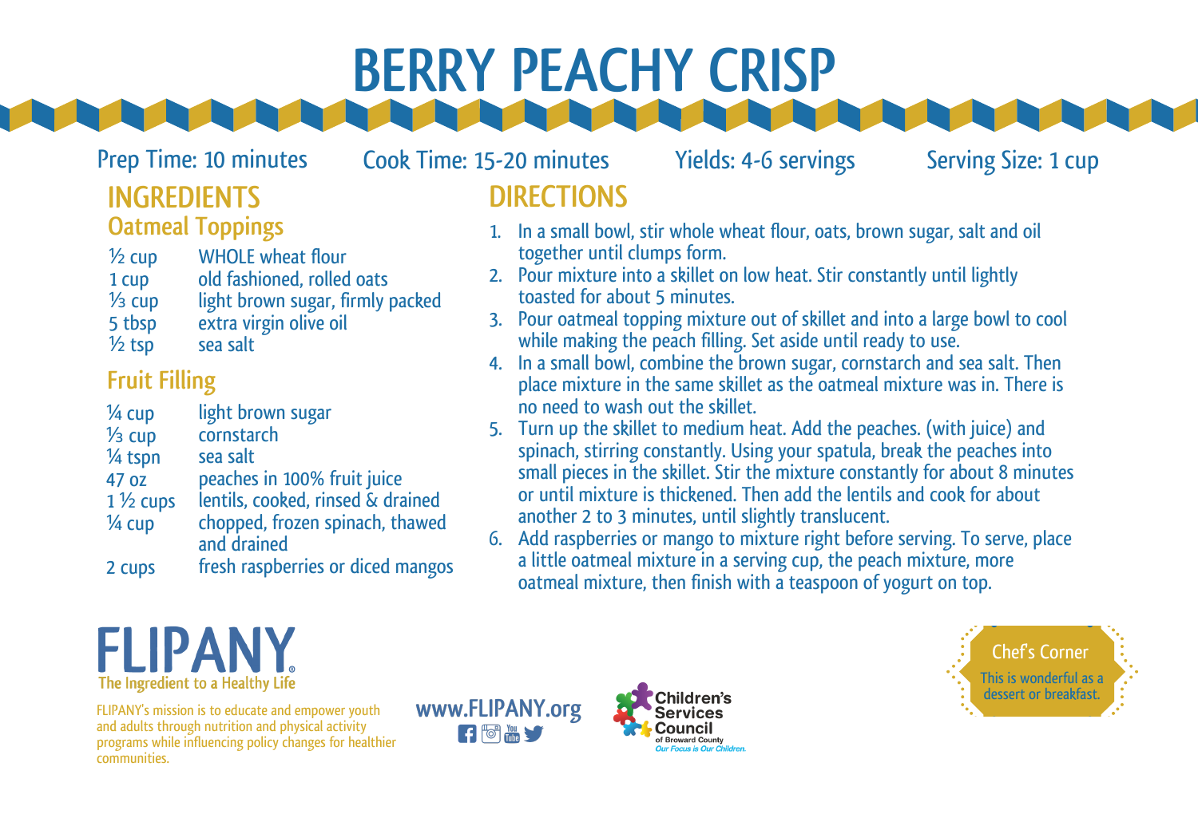// BERRY PEACHY CRISP

Prep Time: 10 minutes  Cook Time: 15-20 minutes  Yields: 4-6 servings  Serving Size: 1 cup

## INGREDIENTS

### Oatmeal Toppings

| | |
|---|---|
| ½ cup | WHOLE wheat flour |
| 1 cup | old fashioned, rolled oats |
| ⅓ cup | light brown sugar, firmly packed |
| 5 tbsp | extra virgin olive oil |
| ½ tsp | sea salt |

### Fruit Filling

| | |
|---|---|
| ¼ cup | light brown sugar |
| ⅓ cup | cornstarch |
| ¼ tspn | sea salt |
| 47 oz | peaches in 100% fruit juice |
| 1 ½ cups | lentils, cooked, rinsed & drained |
| ¼ cup | chopped, frozen spinach, thawed and drained |
| 2 cups | fresh raspberries or diced mangos |

## DIRECTIONS

1. In a small bowl, stir whole wheat flour, oats, brown sugar, salt and oil together until clumps form.
2. Pour mixture into a skillet on low heat. Stir constantly until lightly toasted for about 5 minutes.
3. Pour oatmeal topping mixture out of skillet and into a large bowl to cool while making the peach filling. Set aside until ready to use.
4. In a small bowl, combine the brown sugar, cornstarch and sea salt. Then place mixture in the same skillet as the oatmeal mixture was in. There is no need to wash out the skillet.
5. Turn up the skillet to medium heat. Add the peaches. (with juice) and spinach, stirring constantly. Using your spatula, break the peaches into small pieces in the skillet. Stir the mixture constantly for about 8 minutes or until mixture is thickened. Then add the lentils and cook for about another 2 to 3 minutes, until slightly translucent.
6. Add raspberries or mango to mixture right before serving. To serve, place a little oatmeal mixture in a serving cup, the peach mixture, more oatmeal mixture, then finish with a teaspoon of yogurt on top.

**Chef's Corner**

This is wonderful as a dessert or breakfast.

**FLIPANY®**
The Ingredient to a Healthy Life

FLIPANY's mission is to educate and empower youth and adults through nutrition and physical activity programs while influencing policy changes for healthier communities.

www.FLIPANY.org

Children's Services Council of Broward County
*Our Focus is Our Children.*